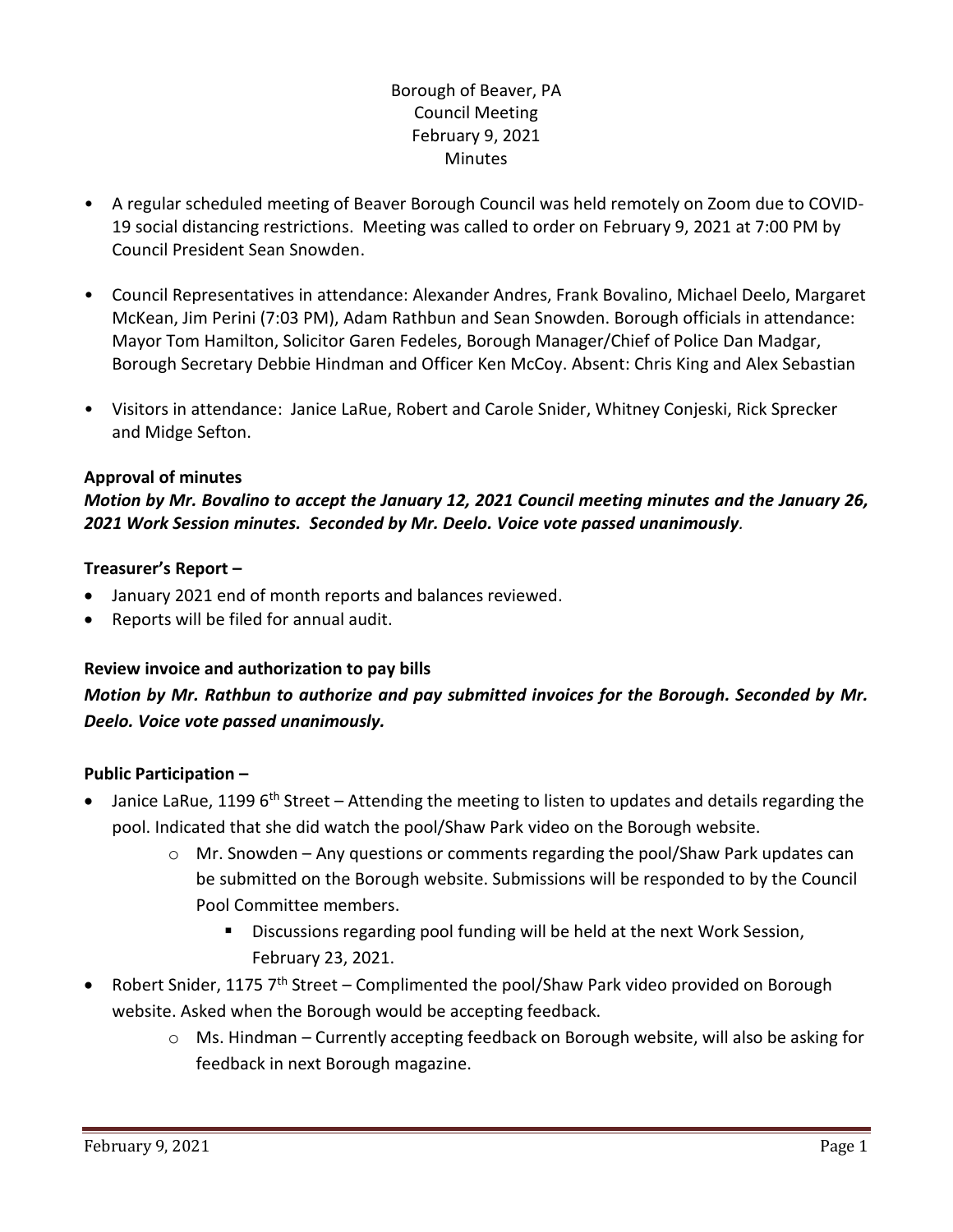Borough of Beaver, PA
Council Meeting
February 9, 2021
Minutes

- A regular scheduled meeting of Beaver Borough Council was held remotely on Zoom due to COVID-19 social distancing restrictions. Meeting was called to order on February 9, 2021 at 7:00 PM by Council President Sean Snowden.
- Council Representatives in attendance: Alexander Andres, Frank Bovalino, Michael Deelo, Margaret McKean, Jim Perini (7:03 PM), Adam Rathbun and Sean Snowden. Borough officials in attendance: Mayor Tom Hamilton, Solicitor Garen Fedeles, Borough Manager/Chief of Police Dan Madgar, Borough Secretary Debbie Hindman and Officer Ken McCoy. Absent: Chris King and Alex Sebastian
- Visitors in attendance: Janice LaRue, Robert and Carole Snider, Whitney Conjeski, Rick Sprecker and Midge Sefton.

**Approval of minutes**

***Motion by Mr. Bovalino to accept the January 12, 2021 Council meeting minutes and the January 26, 2021 Work Session minutes. Seconded by Mr. Deelo. Voice vote passed unanimously*.**

**Treasurer's Report –**

- January 2021 end of month reports and balances reviewed.
- Reports will be filed for annual audit.

**Review invoice and authorization to pay bills**

***Motion by Mr. Rathbun to authorize and pay submitted invoices for the Borough. Seconded by Mr. Deelo. Voice vote passed unanimously.***

**Public Participation –**

- Janice LaRue, 1199 6th Street – Attending the meeting to listen to updates and details regarding the pool. Indicated that she did watch the pool/Shaw Park video on the Borough website.
  - Mr. Snowden – Any questions or comments regarding the pool/Shaw Park updates can be submitted on the Borough website. Submissions will be responded to by the Council Pool Committee members.
    - Discussions regarding pool funding will be held at the next Work Session, February 23, 2021.
- Robert Snider, 1175 7th Street – Complimented the pool/Shaw Park video provided on Borough website. Asked when the Borough would be accepting feedback.
  - Ms. Hindman – Currently accepting feedback on Borough website, will also be asking for feedback in next Borough magazine.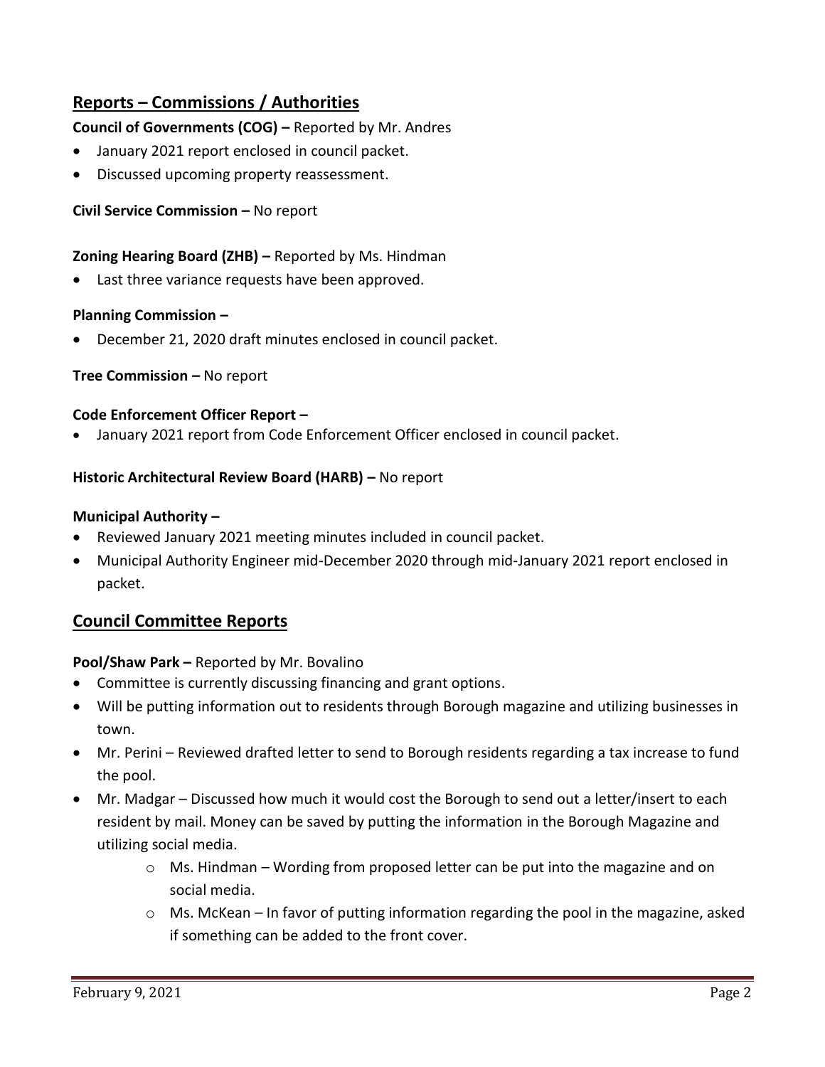## Reports – Commissions / Authorities

**Council of Governments (COG) –** Reported by Mr. Andres

- January 2021 report enclosed in council packet.
- Discussed upcoming property reassessment.

**Civil Service Commission –** No report

**Zoning Hearing Board (ZHB) –** Reported by Ms. Hindman

- Last three variance requests have been approved.

**Planning Commission –**

- December 21, 2020 draft minutes enclosed in council packet.

**Tree Commission –** No report

**Code Enforcement Officer Report –**

- January 2021 report from Code Enforcement Officer enclosed in council packet.

**Historic Architectural Review Board (HARB) –** No report

**Municipal Authority –**

- Reviewed January 2021 meeting minutes included in council packet.
- Municipal Authority Engineer mid-December 2020 through mid-January 2021 report enclosed in packet.

## Council Committee Reports

**Pool/Shaw Park –** Reported by Mr. Bovalino

- Committee is currently discussing financing and grant options.
- Will be putting information out to residents through Borough magazine and utilizing businesses in town.
- Mr. Perini – Reviewed drafted letter to send to Borough residents regarding a tax increase to fund the pool.
- Mr. Madgar – Discussed how much it would cost the Borough to send out a letter/insert to each resident by mail. Money can be saved by putting the information in the Borough Magazine and utilizing social media.
    - Ms. Hindman – Wording from proposed letter can be put into the magazine and on social media.
    - Ms. McKean – In favor of putting information regarding the pool in the magazine, asked if something can be added to the front cover.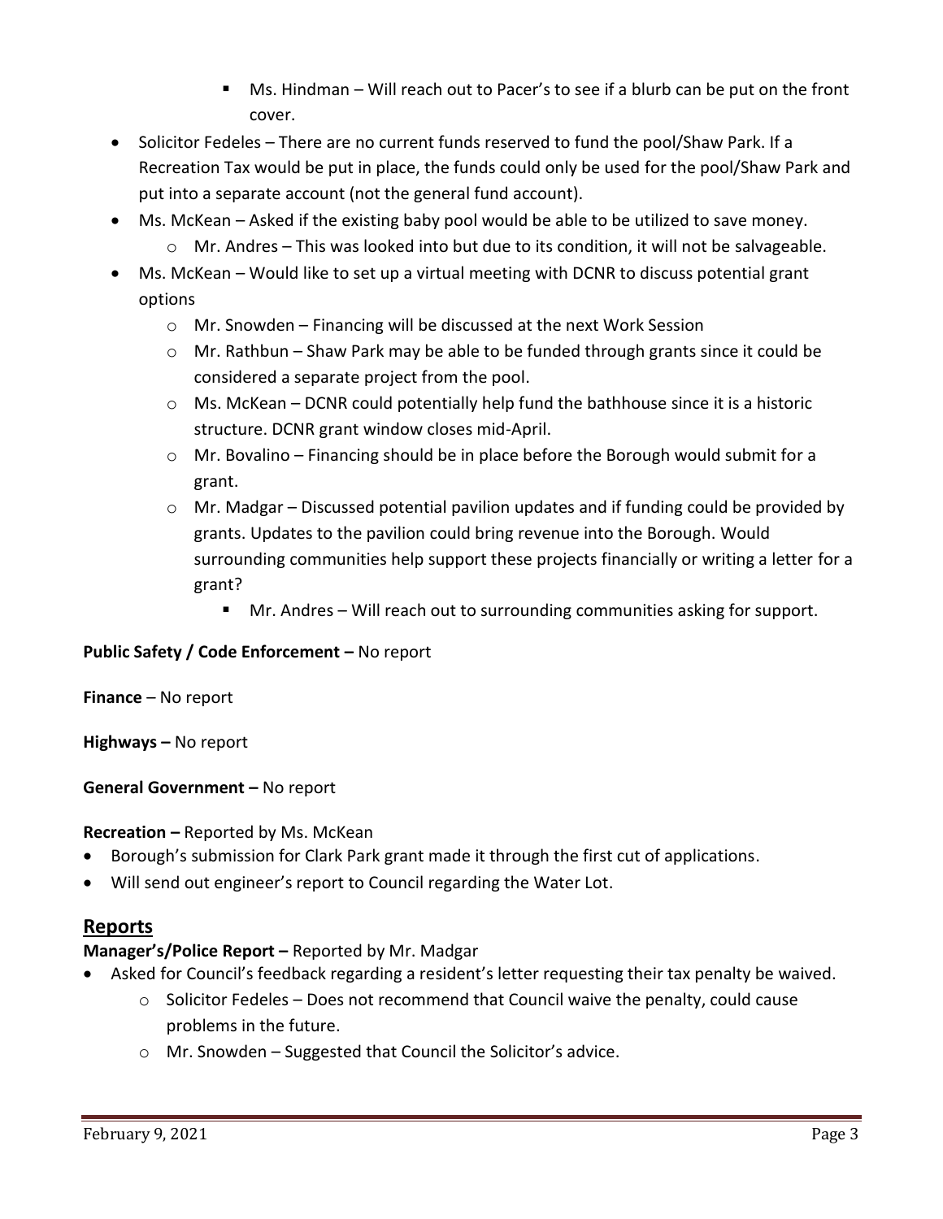- Ms. Hindman – Will reach out to Pacer's to see if a blurb can be put on the front cover.
- Solicitor Fedeles – There are no current funds reserved to fund the pool/Shaw Park. If a Recreation Tax would be put in place, the funds could only be used for the pool/Shaw Park and put into a separate account (not the general fund account).
- Ms. McKean – Asked if the existing baby pool would be able to be utilized to save money.
    - Mr. Andres – This was looked into but due to its condition, it will not be salvageable.
- Ms. McKean – Would like to set up a virtual meeting with DCNR to discuss potential grant options
    - Mr. Snowden – Financing will be discussed at the next Work Session
    - Mr. Rathbun – Shaw Park may be able to be funded through grants since it could be considered a separate project from the pool.
    - Ms. McKean – DCNR could potentially help fund the bathhouse since it is a historic structure. DCNR grant window closes mid-April.
    - Mr. Bovalino – Financing should be in place before the Borough would submit for a grant.
    - Mr. Madgar – Discussed potential pavilion updates and if funding could be provided by grants. Updates to the pavilion could bring revenue into the Borough. Would surrounding communities help support these projects financially or writing a letter for a grant?
        - Mr. Andres – Will reach out to surrounding communities asking for support.

**Public Safety / Code Enforcement –** No report

**Finance** – No report

**Highways –** No report

**General Government –** No report

**Recreation –** Reported by Ms. McKean

- Borough's submission for Clark Park grant made it through the first cut of applications.
- Will send out engineer's report to Council regarding the Water Lot.

## Reports

**Manager's/Police Report –** Reported by Mr. Madgar

- Asked for Council's feedback regarding a resident's letter requesting their tax penalty be waived.
    - Solicitor Fedeles – Does not recommend that Council waive the penalty, could cause problems in the future.
    - Mr. Snowden – Suggested that Council the Solicitor's advice.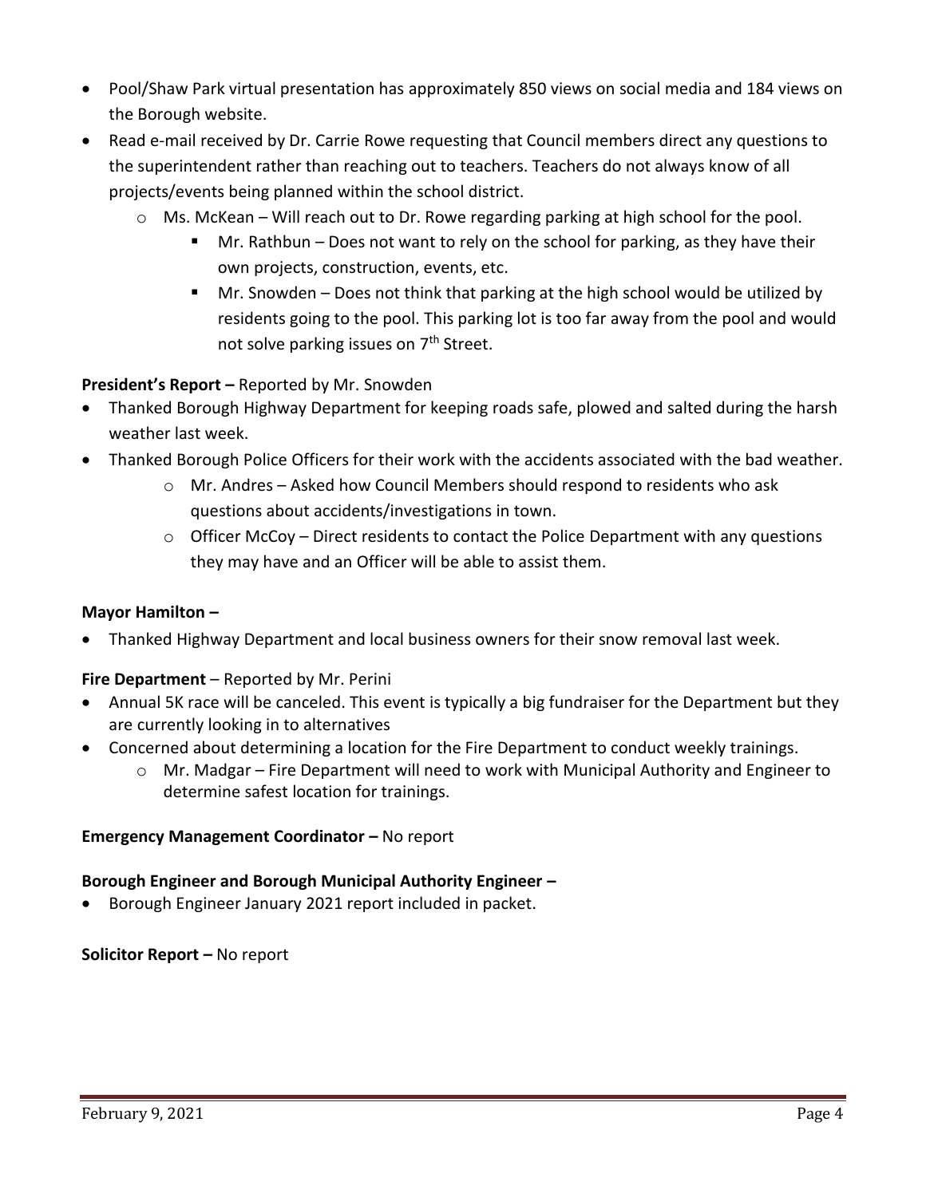- Pool/Shaw Park virtual presentation has approximately 850 views on social media and 184 views on the Borough website.
- Read e-mail received by Dr. Carrie Rowe requesting that Council members direct any questions to the superintendent rather than reaching out to teachers. Teachers do not always know of all projects/events being planned within the school district.
  - Ms. McKean – Will reach out to Dr. Rowe regarding parking at high school for the pool.
    - Mr. Rathbun – Does not want to rely on the school for parking, as they have their own projects, construction, events, etc.
    - Mr. Snowden – Does not think that parking at the high school would be utilized by residents going to the pool. This parking lot is too far away from the pool and would not solve parking issues on 7th Street.

**President's Report –** Reported by Mr. Snowden

- Thanked Borough Highway Department for keeping roads safe, plowed and salted during the harsh weather last week.
- Thanked Borough Police Officers for their work with the accidents associated with the bad weather.
  - Mr. Andres – Asked how Council Members should respond to residents who ask questions about accidents/investigations in town.
  - Officer McCoy – Direct residents to contact the Police Department with any questions they may have and an Officer will be able to assist them.

**Mayor Hamilton –**

- Thanked Highway Department and local business owners for their snow removal last week.

**Fire Department** – Reported by Mr. Perini

- Annual 5K race will be canceled. This event is typically a big fundraiser for the Department but they are currently looking in to alternatives
- Concerned about determining a location for the Fire Department to conduct weekly trainings.
  - Mr. Madgar – Fire Department will need to work with Municipal Authority and Engineer to determine safest location for trainings.

**Emergency Management Coordinator –** No report

**Borough Engineer and Borough Municipal Authority Engineer –**

- Borough Engineer January 2021 report included in packet.

**Solicitor Report –** No report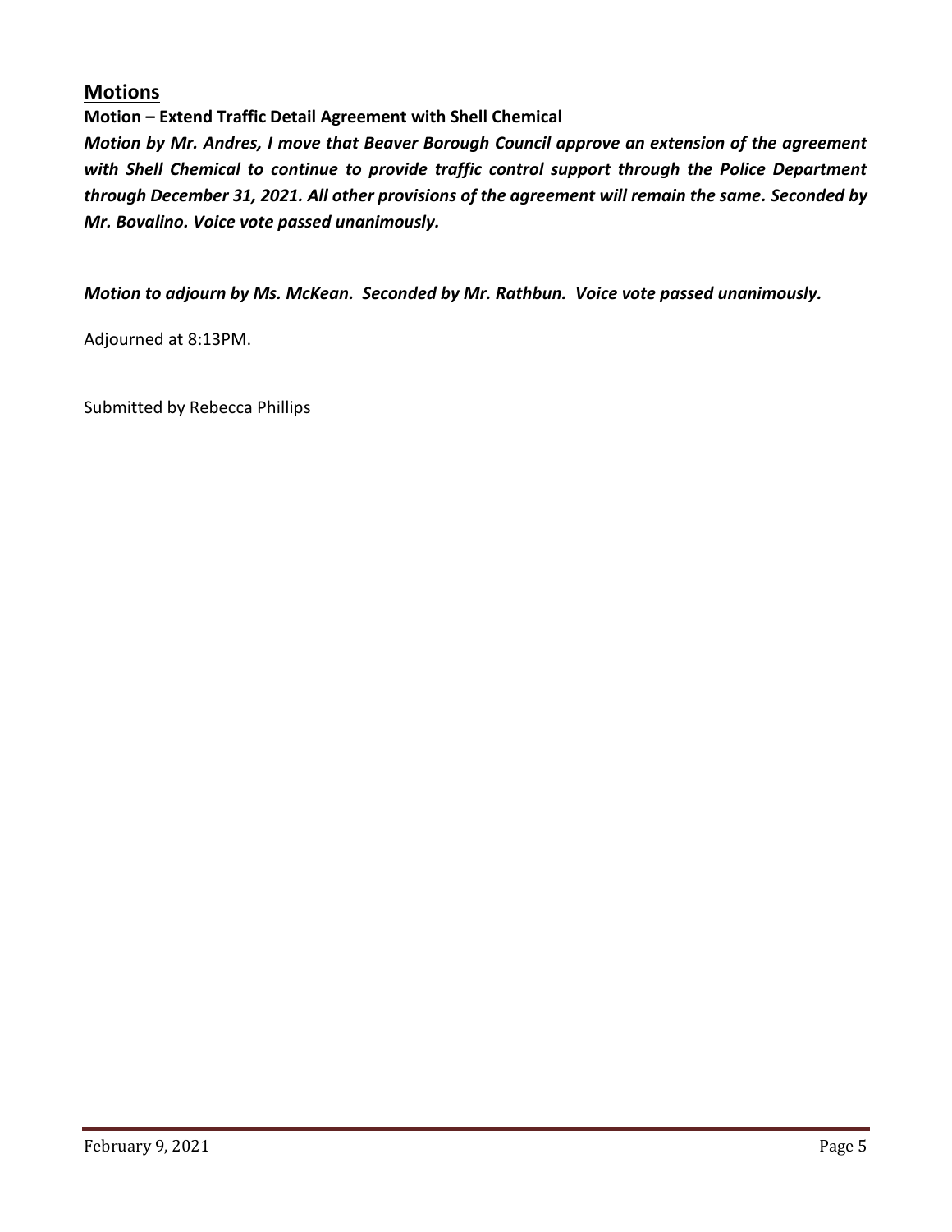## Motions

**Motion – Extend Traffic Detail Agreement with Shell Chemical**

***Motion by Mr. Andres, I move that Beaver Borough Council approve an extension of the agreement with Shell Chemical to continue to provide traffic control support through the Police Department through December 31, 2021. All other provisions of the agreement will remain the same. Seconded by Mr. Bovalino. Voice vote passed unanimously.***

***Motion to adjourn by Ms. McKean. Seconded by Mr. Rathbun. Voice vote passed unanimously.***

Adjourned at 8:13PM.

Submitted by Rebecca Phillips